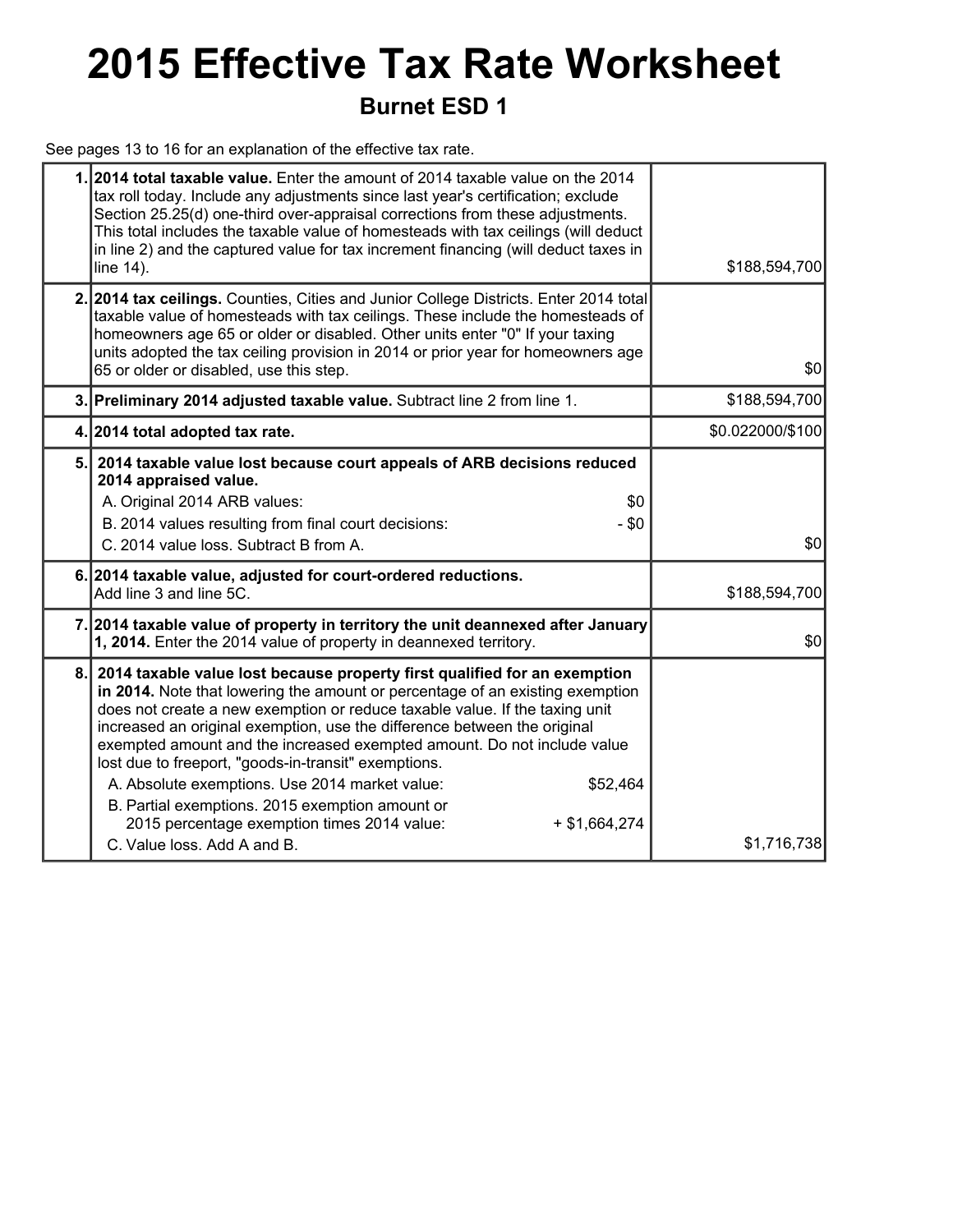# 2015 Effective Tax Rate Worksheet

## Burnet ESD 1

See pages 13 to 16 for an explanation of the effective tax rate.

| | | |
|---|---|---|
| 1. | **2014 total taxable value.** Enter the amount of 2014 taxable value on the 2014 tax roll today. Include any adjustments since last year's certification; exclude Section 25.25(d) one-third over-appraisal corrections from these adjustments. This total includes the taxable value of homesteads with tax ceilings (will deduct in line 2) and the captured value for tax increment financing (will deduct taxes in line 14). | $188,594,700 |
| 2. | **2014 tax ceilings.** Counties, Cities and Junior College Districts. Enter 2014 total taxable value of homesteads with tax ceilings. These include the homesteads of homeowners age 65 or older or disabled. Other units enter "0" If your taxing units adopted the tax ceiling provision in 2014 or prior year for homeowners age 65 or older or disabled, use this step. | $0 |
| 3. | **Preliminary 2014 adjusted taxable value.** Subtract line 2 from line 1. | $188,594,700 |
| 4. | **2014 total adopted tax rate.** | $0.022000/$100 |
| 5. | **2014 taxable value lost because court appeals of ARB decisions reduced 2014 appraised value.**<br>A. Original 2014 ARB values: $0<br>B. 2014 values resulting from final court decisions: - $0<br>C. 2014 value loss. Subtract B from A. | $0 |
| 6. | **2014 taxable value, adjusted for court-ordered reductions.** Add line 3 and line 5C. | $188,594,700 |
| 7. | **2014 taxable value of property in territory the unit deannexed after January 1, 2014.** Enter the 2014 value of property in deannexed territory. | $0 |
| 8. | **2014 taxable value lost because property first qualified for an exemption in 2014.** Note that lowering the amount or percentage of an existing exemption does not create a new exemption or reduce taxable value. If the taxing unit increased an original exemption, use the difference between the original exempted amount and the increased exempted amount. Do not include value lost due to freeport, "goods-in-transit" exemptions.<br>A. Absolute exemptions. Use 2014 market value: $52,464<br>B. Partial exemptions. 2015 exemption amount or 2015 percentage exemption times 2014 value: + $1,664,274<br>C. Value loss. Add A and B. | $1,716,738 |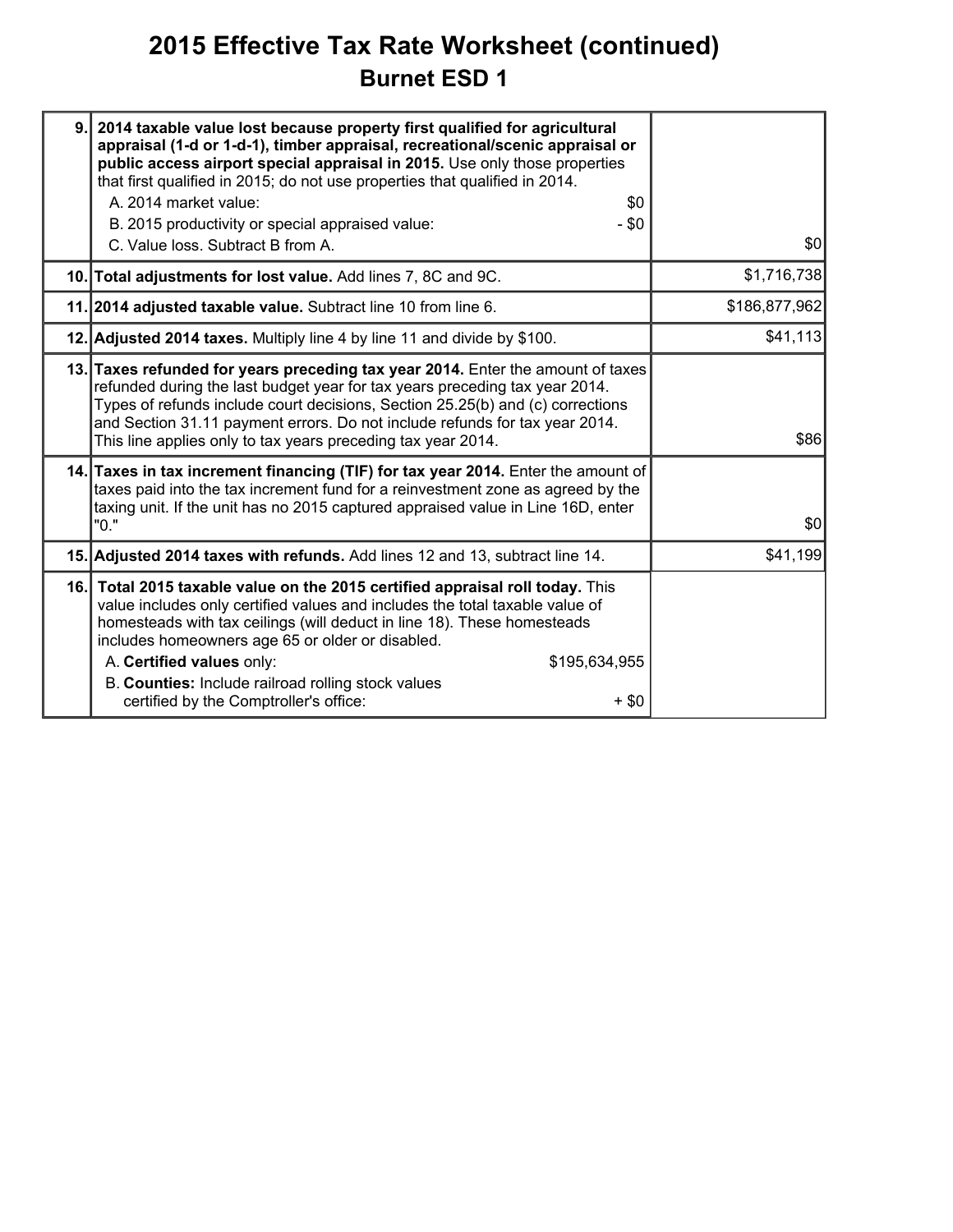# 2015 Effective Tax Rate Worksheet (continued)

## Burnet ESD 1

| Line | Description | Amount |
|---|---|---|
| 9. | **2014 taxable value lost because property first qualified for agricultural appraisal (1-d or 1-d-1), timber appraisal, recreational/scenic appraisal or public access airport special appraisal in 2015.** Use only those properties that first qualified in 2015; do not use properties that qualified in 2014.<br>A. 2014 market value: $0<br>B. 2015 productivity or special appraised value: - $0<br>C. Value loss. Subtract B from A. | $0 |
| 10. | **Total adjustments for lost value.** Add lines 7, 8C and 9C. | $1,716,738 |
| 11. | **2014 adjusted taxable value.** Subtract line 10 from line 6. | $186,877,962 |
| 12. | **Adjusted 2014 taxes.** Multiply line 4 by line 11 and divide by $100. | $41,113 |
| 13. | **Taxes refunded for years preceding tax year 2014.** Enter the amount of taxes refunded during the last budget year for tax years preceding tax year 2014. Types of refunds include court decisions, Section 25.25(b) and (c) corrections and Section 31.11 payment errors. Do not include refunds for tax year 2014. This line applies only to tax years preceding tax year 2014. | $86 |
| 14. | **Taxes in tax increment financing (TIF) for tax year 2014.** Enter the amount of taxes paid into the tax increment fund for a reinvestment zone as agreed by the taxing unit. If the unit has no 2015 captured appraised value in Line 16D, enter "0." | $0 |
| 15. | **Adjusted 2014 taxes with refunds.** Add lines 12 and 13, subtract line 14. | $41,199 |
| 16. | **Total 2015 taxable value on the 2015 certified appraisal roll today.** This value includes only certified values and includes the total taxable value of homesteads with tax ceilings (will deduct in line 18). These homesteads includes homeowners age 65 or older or disabled.<br>A. **Certified values** only: $195,634,955<br>B. **Counties:** Include railroad rolling stock values certified by the Comptroller's office: + $0 | |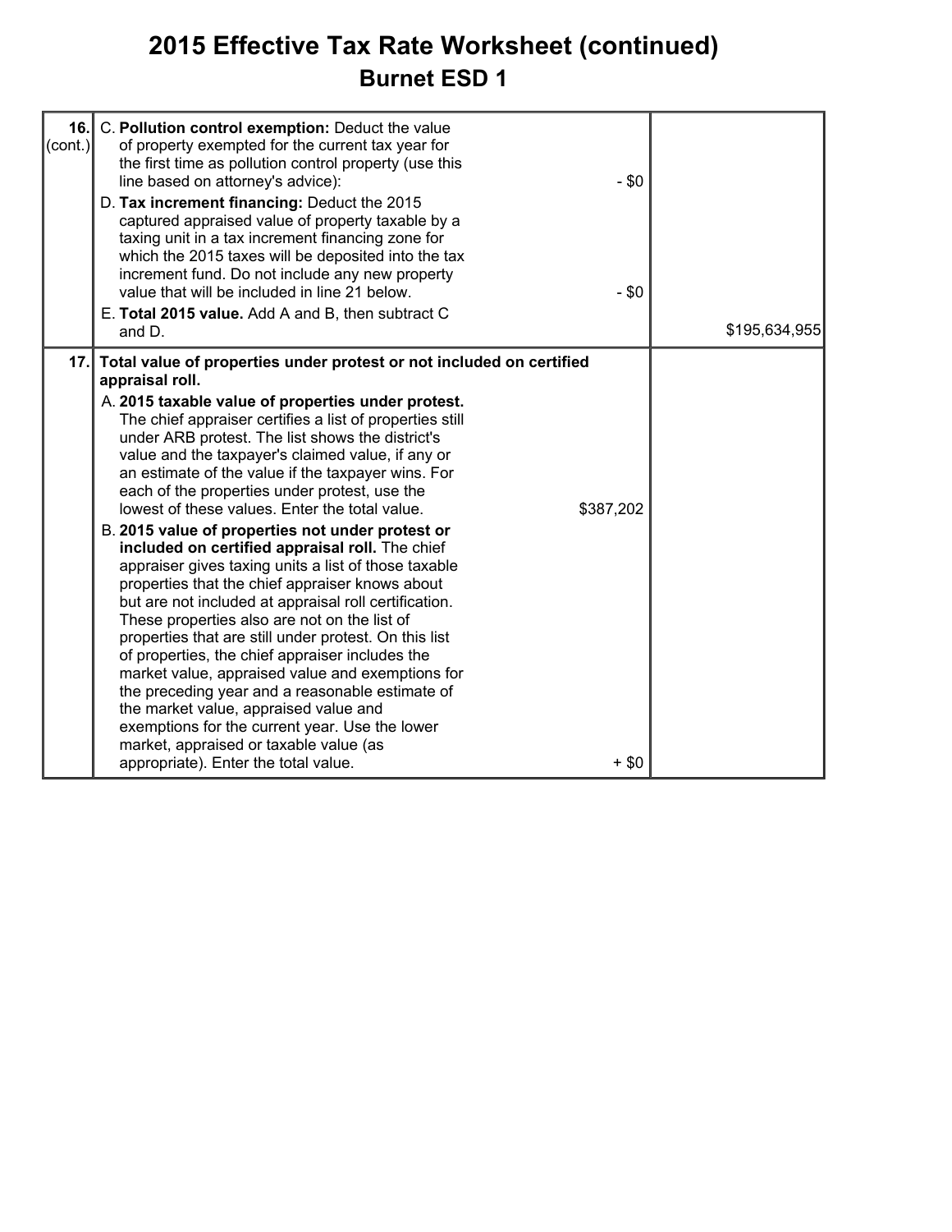# 2015 Effective Tax Rate Worksheet (continued)

## Burnet ESD 1

| Line | Description | Amount | Total |
| --- | --- | --- | --- |
| 16. (cont.) | C. **Pollution control exemption:** Deduct the value of property exempted for the current tax year for the first time as pollution control property (use this line based on attorney's advice): | - $0 | |
| | D. **Tax increment financing:** Deduct the 2015 captured appraised value of property taxable by a taxing unit in a tax increment financing zone for which the 2015 taxes will be deposited into the tax increment fund. Do not include any new property value that will be included in line 21 below. | - $0 | |
| | E. **Total 2015 value.** Add A and B, then subtract C and D. | | $195,634,955 |
| 17. | **Total value of properties under protest or not included on certified appraisal roll.** | | |
| | A. **2015 taxable value of properties under protest.** The chief appraiser certifies a list of properties still under ARB protest. The list shows the district's value and the taxpayer's claimed value, if any or an estimate of the value if the taxpayer wins. For each of the properties under protest, use the lowest of these values. Enter the total value. | $387,202 | |
| | B. **2015 value of properties not under protest or included on certified appraisal roll.** The chief appraiser gives taxing units a list of those taxable properties that the chief appraiser knows about but are not included at appraisal roll certification. These properties also are not on the list of properties that are still under protest. On this list of properties, the chief appraiser includes the market value, appraised value and exemptions for the preceding year and a reasonable estimate of the market value, appraised value and exemptions for the current year. Use the lower market, appraised or taxable value (as appropriate). Enter the total value. | + $0 | |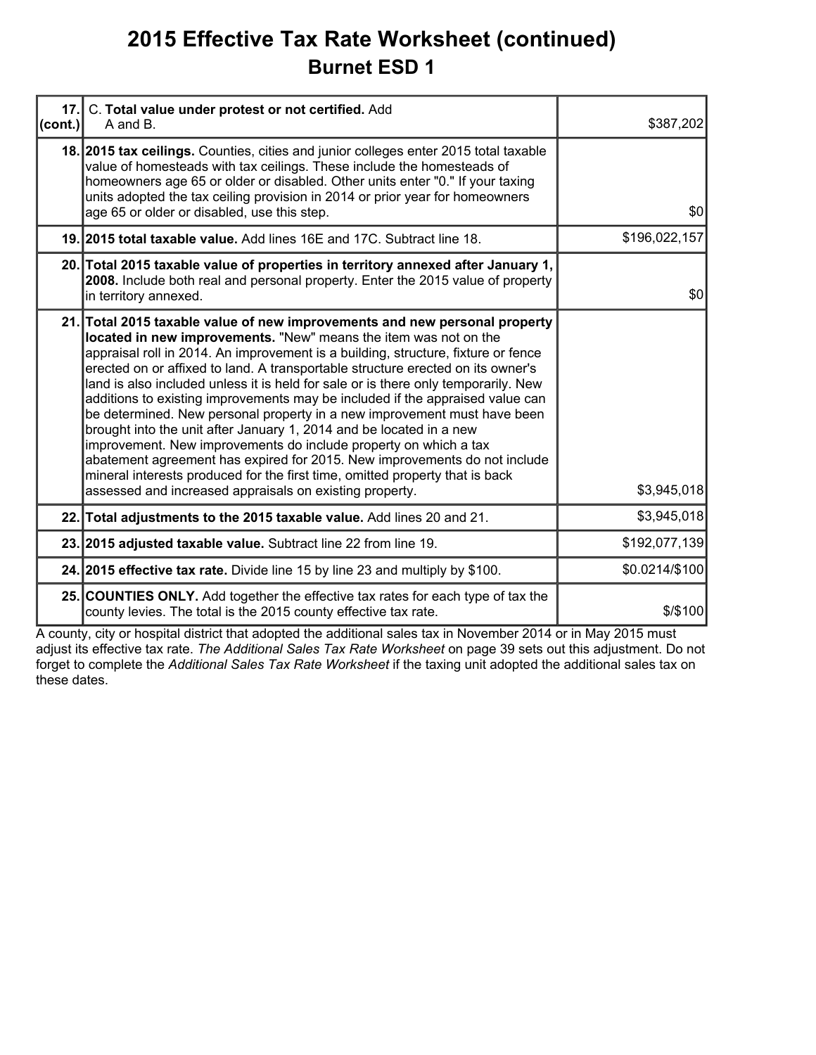# 2015 Effective Tax Rate Worksheet (continued)

## Burnet ESD 1

| | | |
|---|---|---|
| 17. (cont.) | C. **Total value under protest or not certified.** Add A and B. | $387,202 |
| 18. | **2015 tax ceilings.** Counties, cities and junior colleges enter 2015 total taxable value of homesteads with tax ceilings. These include the homesteads of homeowners age 65 or older or disabled. Other units enter "0." If your taxing units adopted the tax ceiling provision in 2014 or prior year for homeowners age 65 or older or disabled, use this step. | $0 |
| 19. | **2015 total taxable value.** Add lines 16E and 17C. Subtract line 18. | $196,022,157 |
| 20. | **Total 2015 taxable value of properties in territory annexed after January 1, 2008.** Include both real and personal property. Enter the 2015 value of property in territory annexed. | $0 |
| 21. | **Total 2015 taxable value of new improvements and new personal property located in new improvements.** "New" means the item was not on the appraisal roll in 2014. An improvement is a building, structure, fixture or fence erected on or affixed to land. A transportable structure erected on its owner's land is also included unless it is held for sale or is there only temporarily. New additions to existing improvements may be included if the appraised value can be determined. New personal property in a new improvement must have been brought into the unit after January 1, 2014 and be located in a new improvement. New improvements do include property on which a tax abatement agreement has expired for 2015. New improvements do not include mineral interests produced for the first time, omitted property that is back assessed and increased appraisals on existing property. | $3,945,018 |
| 22. | **Total adjustments to the 2015 taxable value.** Add lines 20 and 21. | $3,945,018 |
| 23. | **2015 adjusted taxable value.** Subtract line 22 from line 19. | $192,077,139 |
| 24. | **2015 effective tax rate.** Divide line 15 by line 23 and multiply by $100. | $0.0214/$100 |
| 25. | **COUNTIES ONLY.** Add together the effective tax rates for each type of tax the county levies. The total is the 2015 county effective tax rate. | $/$100 |

A county, city or hospital district that adopted the additional sales tax in November 2014 or in May 2015 must adjust its effective tax rate. *The Additional Sales Tax Rate Worksheet* on page 39 sets out this adjustment. Do not forget to complete the *Additional Sales Tax Rate Worksheet* if the taxing unit adopted the additional sales tax on these dates.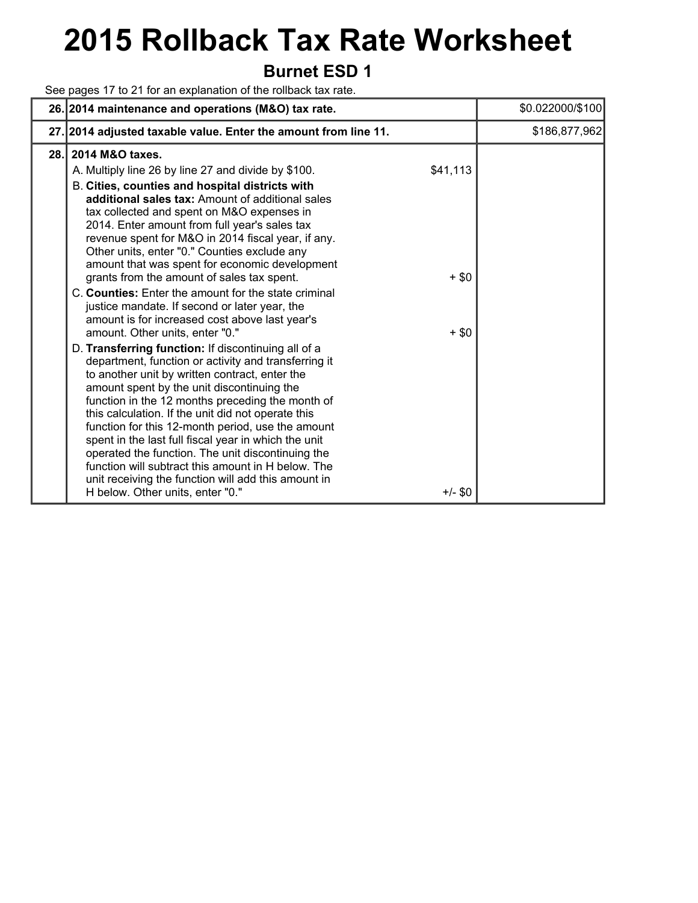# 2015 Rollback Tax Rate Worksheet

## Burnet ESD 1

See pages 17 to 21 for an explanation of the rollback tax rate.

| | | | |
|---|---|---|---|
| **26.** | **2014 maintenance and operations (M&O) tax rate.** | | $0.022000/$100 |
| **27.** | **2014 adjusted taxable value. Enter the amount from line 11.** | | $186,877,962 |
| **28.** | **2014 M&O taxes.** | | |
| | A. Multiply line 26 by line 27 and divide by $100. | $41,113 | |
| | B. **Cities, counties and hospital districts with additional sales tax:** Amount of additional sales tax collected and spent on M&O expenses in 2014. Enter amount from full year's sales tax revenue spent for M&O in 2014 fiscal year, if any. Other units, enter "0." Counties exclude any amount that was spent for economic development grants from the amount of sales tax spent. | + $0 | |
| | C. **Counties:** Enter the amount for the state criminal justice mandate. If second or later year, the amount is for increased cost above last year's amount. Other units, enter "0." | + $0 | |
| | D. **Transferring function:** If discontinuing all of a department, function or activity and transferring it to another unit by written contract, enter the amount spent by the unit discontinuing the function in the 12 months preceding the month of this calculation. If the unit did not operate this function for this 12-month period, use the amount spent in the last full fiscal year in which the unit operated the function. The unit discontinuing the function will subtract this amount in H below. The unit receiving the function will add this amount in H below. Other units, enter "0." | +/- $0 | |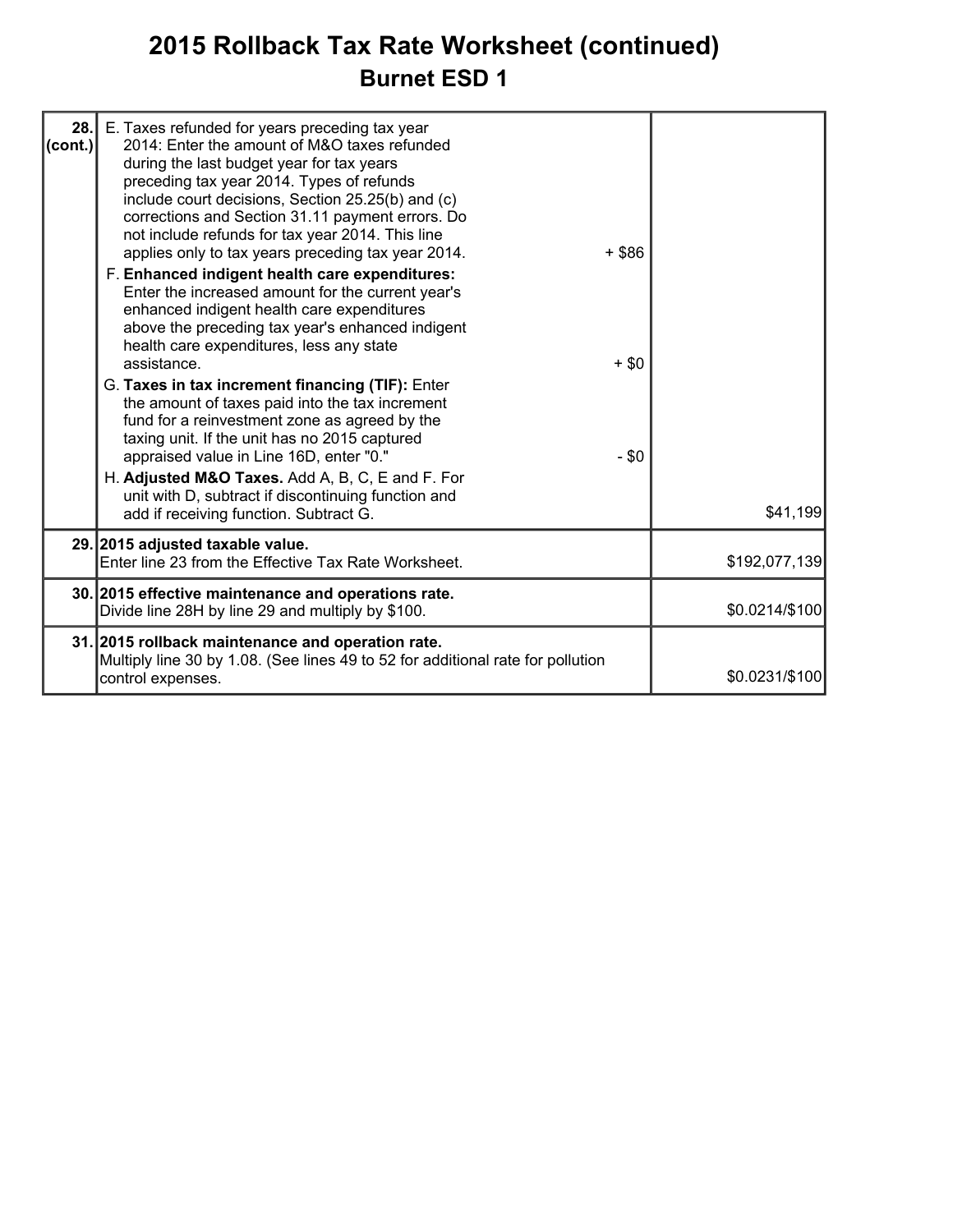# 2015 Rollback Tax Rate Worksheet (continued)

## Burnet ESD 1

| Line | Description | Amount |
|---|---|---|
| 28. (cont.) | E. Taxes refunded for years preceding tax year 2014: Enter the amount of M&O taxes refunded during the last budget year for tax years preceding tax year 2014. Types of refunds include court decisions, Section 25.25(b) and (c) corrections and Section 31.11 payment errors. Do not include refunds for tax year 2014. This line applies only to tax years preceding tax year 2014. + $86<br>F. **Enhanced indigent health care expenditures:** Enter the increased amount for the current year's enhanced indigent health care expenditures above the preceding tax year's enhanced indigent health care expenditures, less any state assistance. + $0<br>G. **Taxes in tax increment financing (TIF):** Enter the amount of taxes paid into the tax increment fund for a reinvestment zone as agreed by the taxing unit. If the unit has no 2015 captured appraised value in Line 16D, enter "0." - $0<br>H. **Adjusted M&O Taxes.** Add A, B, C, E and F. For unit with D, subtract if discontinuing function and add if receiving function. Subtract G. | $41,199 |
| 29. | **2015 adjusted taxable value.**<br>Enter line 23 from the Effective Tax Rate Worksheet. | $192,077,139 |
| 30. | **2015 effective maintenance and operations rate.**<br>Divide line 28H by line 29 and multiply by $100. | $0.0214/$100 |
| 31. | **2015 rollback maintenance and operation rate.**<br>Multiply line 30 by 1.08. (See lines 49 to 52 for additional rate for pollution control expenses. | $0.0231/$100 |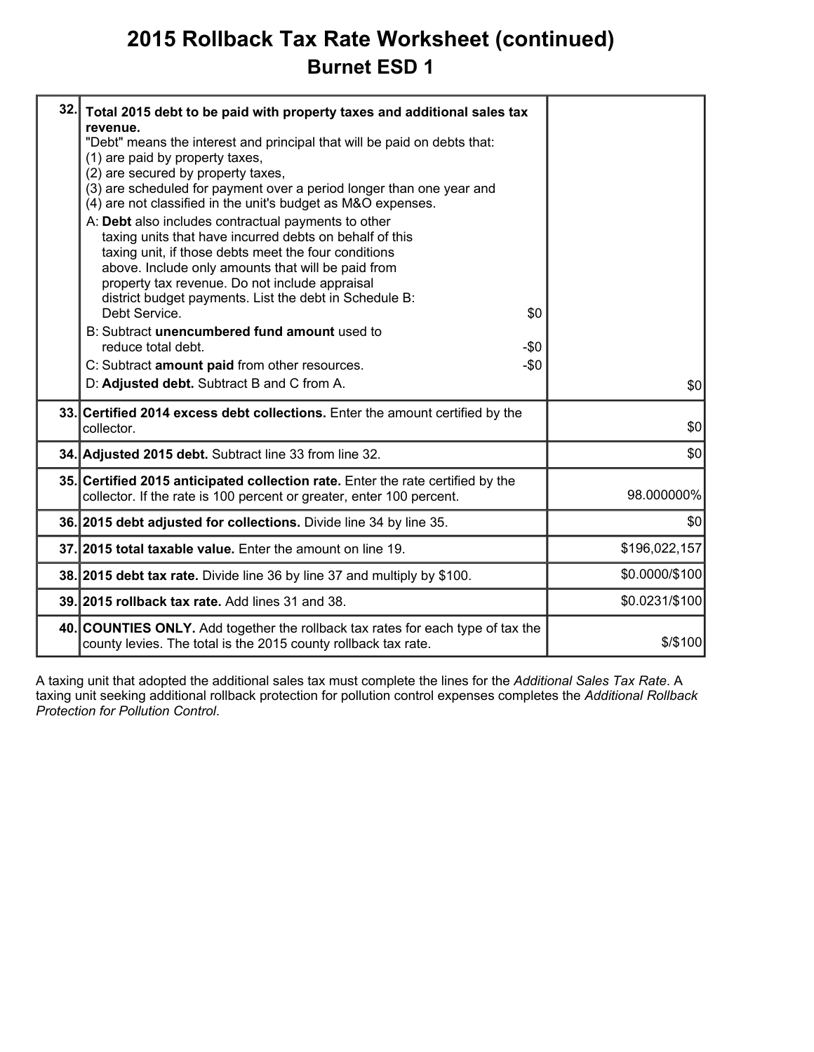# 2015 Rollback Tax Rate Worksheet (continued)

## Burnet ESD 1

| Line | Description | Amount |
|---|---|---|
| 32. | **Total 2015 debt to be paid with property taxes and additional sales tax revenue.**<br>"Debt" means the interest and principal that will be paid on debts that:<br>(1) are paid by property taxes,<br>(2) are secured by property taxes,<br>(3) are scheduled for payment over a period longer than one year and<br>(4) are not classified in the unit's budget as M&O expenses.<br>A: **Debt** also includes contractual payments to other taxing units that have incurred debts on behalf of this taxing unit, if those debts meet the four conditions above. Include only amounts that will be paid from property tax revenue. Do not include appraisal district budget payments. List the debt in Schedule B: Debt Service. $0<br>B: Subtract **unencumbered fund amount** used to reduce total debt. -$0<br>C: Subtract **amount paid** from other resources. -$0<br>D: **Adjusted debt.** Subtract B and C from A. | $0 |
| 33. | **Certified 2014 excess debt collections.** Enter the amount certified by the collector. | $0 |
| 34. | **Adjusted 2015 debt.** Subtract line 33 from line 32. | $0 |
| 35. | **Certified 2015 anticipated collection rate.** Enter the rate certified by the collector. If the rate is 100 percent or greater, enter 100 percent. | 98.000000% |
| 36. | **2015 debt adjusted for collections.** Divide line 34 by line 35. | $0 |
| 37. | **2015 total taxable value.** Enter the amount on line 19. | $196,022,157 |
| 38. | **2015 debt tax rate.** Divide line 36 by line 37 and multiply by $100. | $0.0000/$100 |
| 39. | **2015 rollback tax rate.** Add lines 31 and 38. | $0.0231/$100 |
| 40. | **COUNTIES ONLY.** Add together the rollback tax rates for each type of tax the county levies. The total is the 2015 county rollback tax rate. | $/$100 |

A taxing unit that adopted the additional sales tax must complete the lines for the *Additional Sales Tax Rate*. A taxing unit seeking additional rollback protection for pollution control expenses completes the *Additional Rollback Protection for Pollution Control*.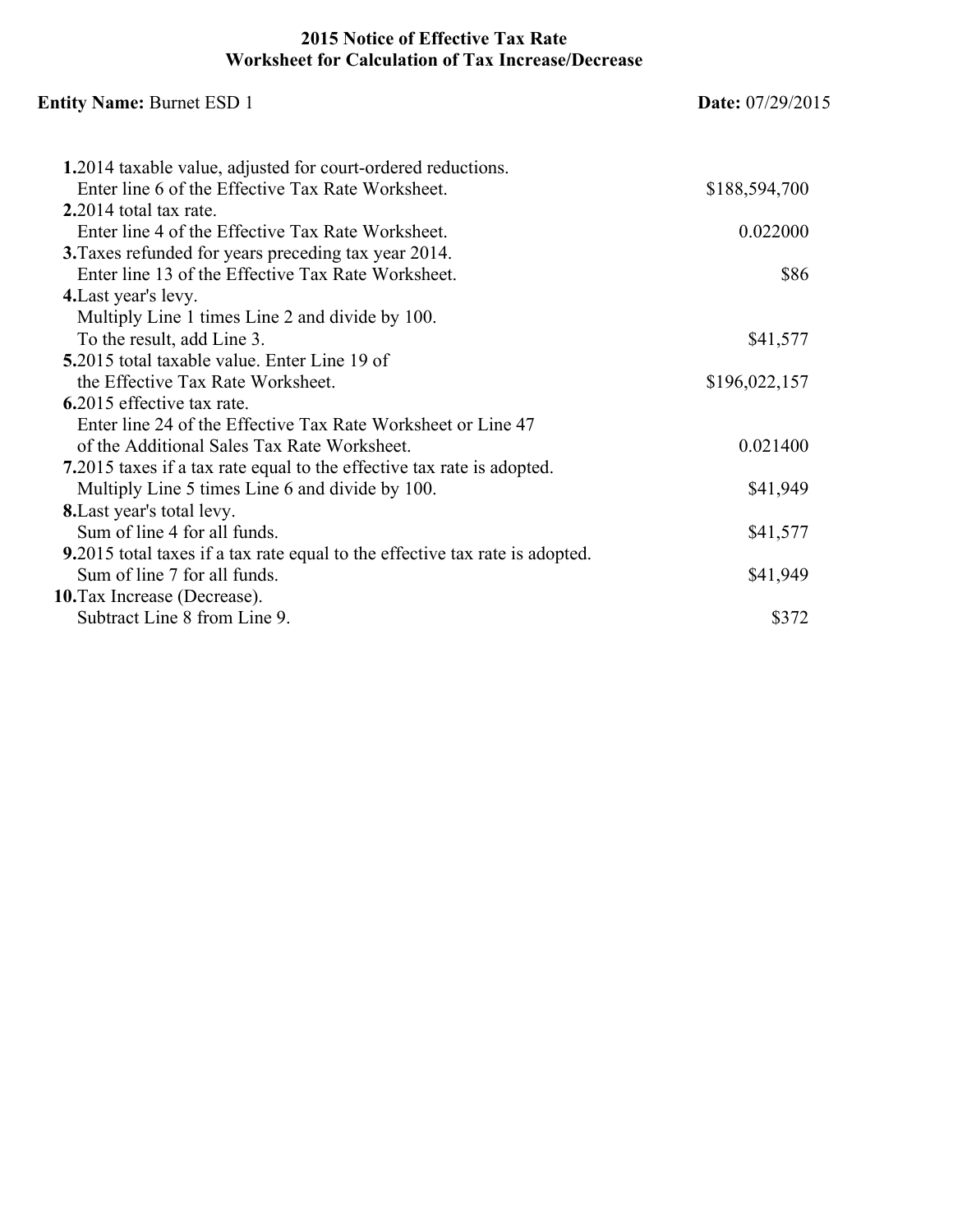# 2015 Notice of Effective Tax Rate
## Worksheet for Calculation of Tax Increase/Decrease

**Entity Name:** Burnet ESD 1 **Date:** 07/29/2015

| | |
|---|---|
| **1.** 2014 taxable value, adjusted for court-ordered reductions. Enter line 6 of the Effective Tax Rate Worksheet. | $188,594,700 |
| **2.** 2014 total tax rate. Enter line 4 of the Effective Tax Rate Worksheet. | 0.022000 |
| **3.** Taxes refunded for years preceding tax year 2014. Enter line 13 of the Effective Tax Rate Worksheet. | $86 |
| **4.** Last year's levy. Multiply Line 1 times Line 2 and divide by 100. To the result, add Line 3. | $41,577 |
| **5.** 2015 total taxable value. Enter Line 19 of the Effective Tax Rate Worksheet. | $196,022,157 |
| **6.** 2015 effective tax rate. Enter line 24 of the Effective Tax Rate Worksheet or Line 47 of the Additional Sales Tax Rate Worksheet. | 0.021400 |
| **7.** 2015 taxes if a tax rate equal to the effective tax rate is adopted. Multiply Line 5 times Line 6 and divide by 100. | $41,949 |
| **8.** Last year's total levy. Sum of line 4 for all funds. | $41,577 |
| **9.** 2015 total taxes if a tax rate equal to the effective tax rate is adopted. Sum of line 7 for all funds. | $41,949 |
| **10.** Tax Increase (Decrease). Subtract Line 8 from Line 9. | $372 |